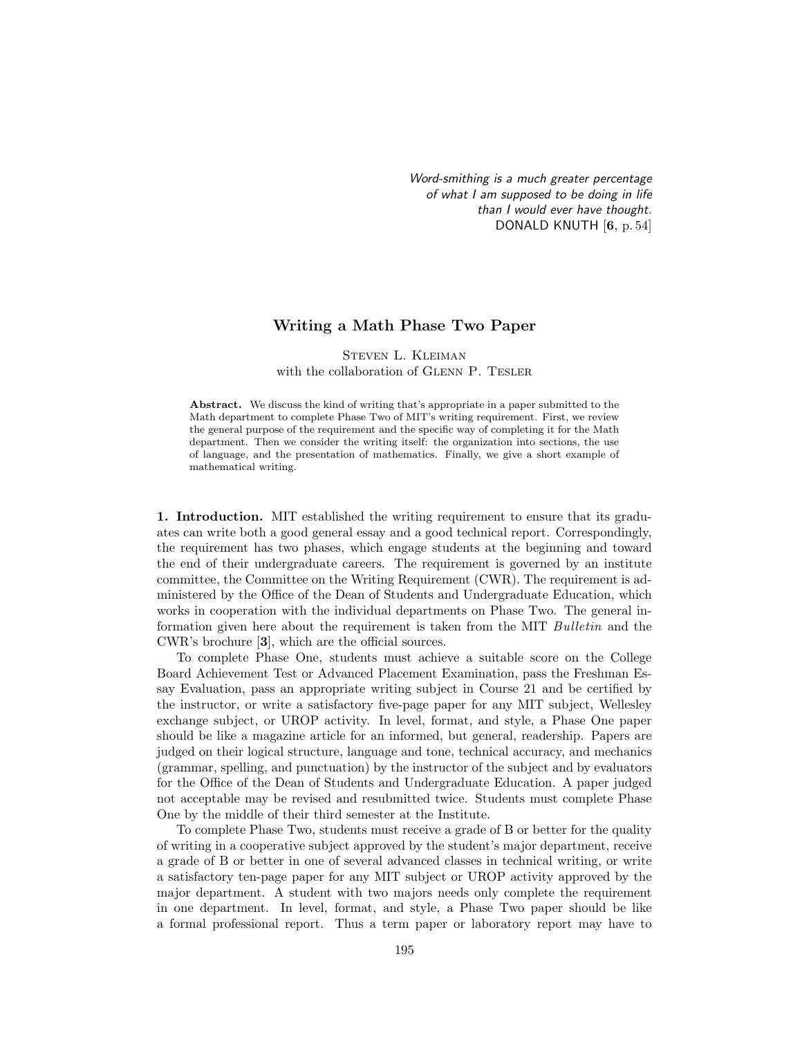*Word-smithing is a much greater percentage of what I am supposed to be doing in life than I would ever have thought.*
DONALD KNUTH [**6**, p. 54]

# Writing a Math Phase Two Paper

STEVEN L. KLEIMAN
with the collaboration of GLENN P. TESLER

**Abstract.** We discuss the kind of writing that's appropriate in a paper submitted to the Math department to complete Phase Two of MIT's writing requirement. First, we review the general purpose of the requirement and the specific way of completing it for the Math department. Then we consider the writing itself: the organization into sections, the use of language, and the presentation of mathematics. Finally, we give a short example of mathematical writing.

**1. Introduction.** MIT established the writing requirement to ensure that its graduates can write both a good general essay and a good technical report. Correspondingly, the requirement has two phases, which engage students at the beginning and toward the end of their undergraduate careers. The requirement is governed by an institute committee, the Committee on the Writing Requirement (CWR). The requirement is administered by the Office of the Dean of Students and Undergraduate Education, which works in cooperation with the individual departments on Phase Two. The general information given here about the requirement is taken from the MIT *Bulletin* and the CWR's brochure [**3**], which are the official sources.

To complete Phase One, students must achieve a suitable score on the College Board Achievement Test or Advanced Placement Examination, pass the Freshman Essay Evaluation, pass an appropriate writing subject in Course 21 and be certified by the instructor, or write a satisfactory five-page paper for any MIT subject, Wellesley exchange subject, or UROP activity. In level, format, and style, a Phase One paper should be like a magazine article for an informed, but general, readership. Papers are judged on their logical structure, language and tone, technical accuracy, and mechanics (grammar, spelling, and punctuation) by the instructor of the subject and by evaluators for the Office of the Dean of Students and Undergraduate Education. A paper judged not acceptable may be revised and resubmitted twice. Students must complete Phase One by the middle of their third semester at the Institute.

To complete Phase Two, students must receive a grade of B or better for the quality of writing in a cooperative subject approved by the student's major department, receive a grade of B or better in one of several advanced classes in technical writing, or write a satisfactory ten-page paper for any MIT subject or UROP activity approved by the major department. A student with two majors needs only complete the requirement in one department. In level, format, and style, a Phase Two paper should be like a formal professional report. Thus a term paper or laboratory report may have to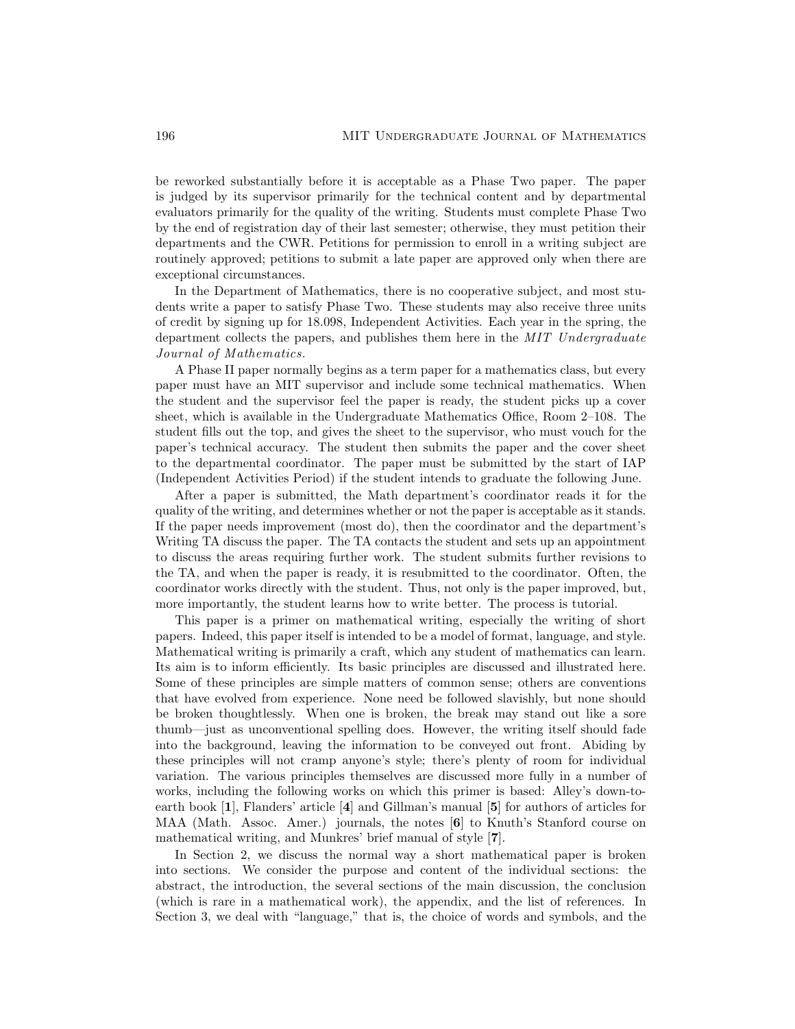be reworked substantially before it is acceptable as a Phase Two paper. The paper is judged by its supervisor primarily for the technical content and by departmental evaluators primarily for the quality of the writing. Students must complete Phase Two by the end of registration day of their last semester; otherwise, they must petition their departments and the CWR. Petitions for permission to enroll in a writing subject are routinely approved; petitions to submit a late paper are approved only when there are exceptional circumstances.

In the Department of Mathematics, there is no cooperative subject, and most students write a paper to satisfy Phase Two. These students may also receive three units of credit by signing up for 18.098, Independent Activities. Each year in the spring, the department collects the papers, and publishes them here in the *MIT Undergraduate Journal of Mathematics.*

A Phase II paper normally begins as a term paper for a mathematics class, but every paper must have an MIT supervisor and include some technical mathematics. When the student and the supervisor feel the paper is ready, the student picks up a cover sheet, which is available in the Undergraduate Mathematics Office, Room 2–108. The student fills out the top, and gives the sheet to the supervisor, who must vouch for the paper's technical accuracy. The student then submits the paper and the cover sheet to the departmental coordinator. The paper must be submitted by the start of IAP (Independent Activities Period) if the student intends to graduate the following June.

After a paper is submitted, the Math department's coordinator reads it for the quality of the writing, and determines whether or not the paper is acceptable as it stands. If the paper needs improvement (most do), then the coordinator and the department's Writing TA discuss the paper. The TA contacts the student and sets up an appointment to discuss the areas requiring further work. The student submits further revisions to the TA, and when the paper is ready, it is resubmitted to the coordinator. Often, the coordinator works directly with the student. Thus, not only is the paper improved, but, more importantly, the student learns how to write better. The process is tutorial.

This paper is a primer on mathematical writing, especially the writing of short papers. Indeed, this paper itself is intended to be a model of format, language, and style. Mathematical writing is primarily a craft, which any student of mathematics can learn. Its aim is to inform efficiently. Its basic principles are discussed and illustrated here. Some of these principles are simple matters of common sense; others are conventions that have evolved from experience. None need be followed slavishly, but none should be broken thoughtlessly. When one is broken, the break may stand out like a sore thumb—just as unconventional spelling does. However, the writing itself should fade into the background, leaving the information to be conveyed out front. Abiding by these principles will not cramp anyone's style; there's plenty of room for individual variation. The various principles themselves are discussed more fully in a number of works, including the following works on which this primer is based: Alley's down-to-earth book [**1**], Flanders' article [**4**] and Gillman's manual [**5**] for authors of articles for MAA (Math. Assoc. Amer.) journals, the notes [**6**] to Knuth's Stanford course on mathematical writing, and Munkres' brief manual of style [**7**].

In Section 2, we discuss the normal way a short mathematical paper is broken into sections. We consider the purpose and content of the individual sections: the abstract, the introduction, the several sections of the main discussion, the conclusion (which is rare in a mathematical work), the appendix, and the list of references. In Section 3, we deal with "language," that is, the choice of words and symbols, and the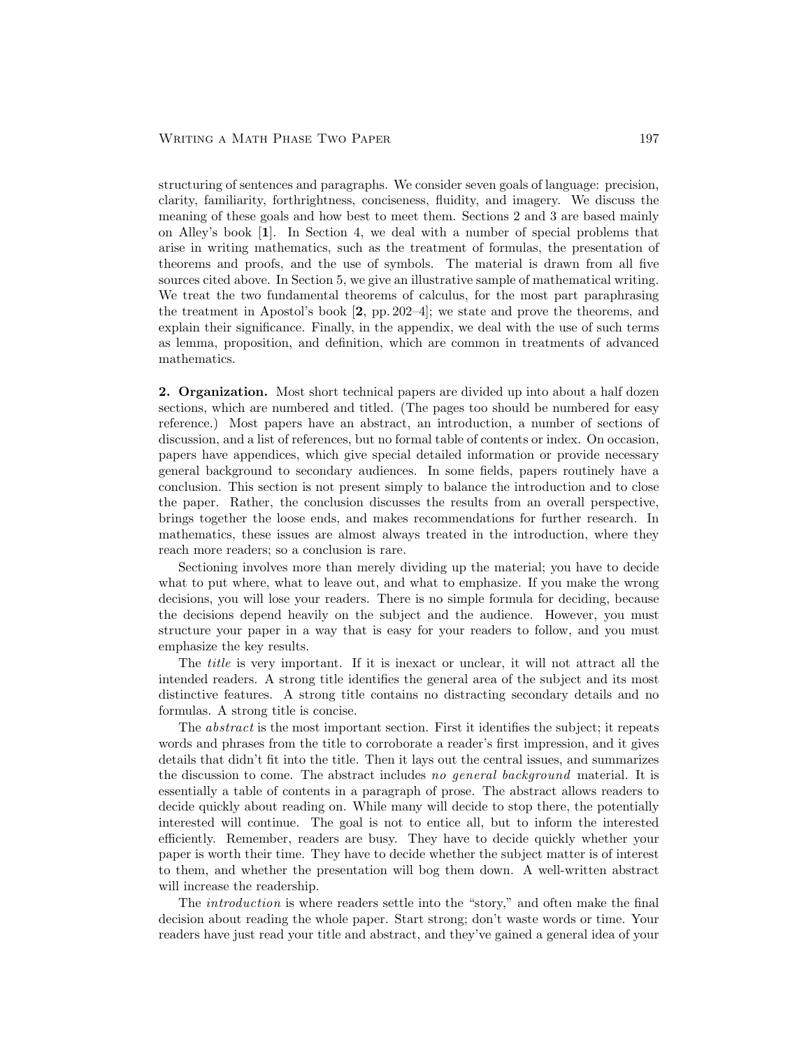structuring of sentences and paragraphs. We consider seven goals of language: precision, clarity, familiarity, forthrightness, conciseness, fluidity, and imagery. We discuss the meaning of these goals and how best to meet them. Sections 2 and 3 are based mainly on Alley's book [**1**]. In Section 4, we deal with a number of special problems that arise in writing mathematics, such as the treatment of formulas, the presentation of theorems and proofs, and the use of symbols. The material is drawn from all five sources cited above. In Section 5, we give an illustrative sample of mathematical writing. We treat the two fundamental theorems of calculus, for the most part paraphrasing the treatment in Apostol's book [**2**, pp. 202–4]; we state and prove the theorems, and explain their significance. Finally, in the appendix, we deal with the use of such terms as lemma, proposition, and definition, which are common in treatments of advanced mathematics.

**2. Organization.** Most short technical papers are divided up into about a half dozen sections, which are numbered and titled. (The pages too should be numbered for easy reference.) Most papers have an abstract, an introduction, a number of sections of discussion, and a list of references, but no formal table of contents or index. On occasion, papers have appendices, which give special detailed information or provide necessary general background to secondary audiences. In some fields, papers routinely have a conclusion. This section is not present simply to balance the introduction and to close the paper. Rather, the conclusion discusses the results from an overall perspective, brings together the loose ends, and makes recommendations for further research. In mathematics, these issues are almost always treated in the introduction, where they reach more readers; so a conclusion is rare.

Sectioning involves more than merely dividing up the material; you have to decide what to put where, what to leave out, and what to emphasize. If you make the wrong decisions, you will lose your readers. There is no simple formula for deciding, because the decisions depend heavily on the subject and the audience. However, you must structure your paper in a way that is easy for your readers to follow, and you must emphasize the key results.

The *title* is very important. If it is inexact or unclear, it will not attract all the intended readers. A strong title identifies the general area of the subject and its most distinctive features. A strong title contains no distracting secondary details and no formulas. A strong title is concise.

The *abstract* is the most important section. First it identifies the subject; it repeats words and phrases from the title to corroborate a reader's first impression, and it gives details that didn't fit into the title. Then it lays out the central issues, and summarizes the discussion to come. The abstract includes *no general background* material. It is essentially a table of contents in a paragraph of prose. The abstract allows readers to decide quickly about reading on. While many will decide to stop there, the potentially interested will continue. The goal is not to entice all, but to inform the interested efficiently. Remember, readers are busy. They have to decide quickly whether your paper is worth their time. They have to decide whether the subject matter is of interest to them, and whether the presentation will bog them down. A well-written abstract will increase the readership.

The *introduction* is where readers settle into the "story," and often make the final decision about reading the whole paper. Start strong; don't waste words or time. Your readers have just read your title and abstract, and they've gained a general idea of your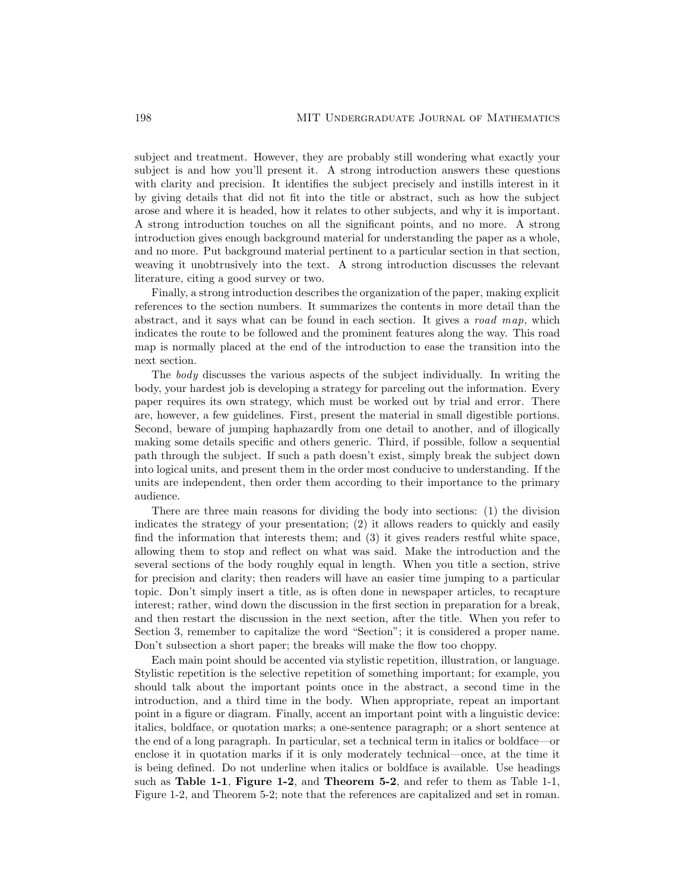subject and treatment. However, they are probably still wondering what exactly your subject is and how you'll present it. A strong introduction answers these questions with clarity and precision. It identifies the subject precisely and instills interest in it by giving details that did not fit into the title or abstract, such as how the subject arose and where it is headed, how it relates to other subjects, and why it is important. A strong introduction touches on all the significant points, and no more. A strong introduction gives enough background material for understanding the paper as a whole, and no more. Put background material pertinent to a particular section in that section, weaving it unobtrusively into the text. A strong introduction discusses the relevant literature, citing a good survey or two.

Finally, a strong introduction describes the organization of the paper, making explicit references to the section numbers. It summarizes the contents in more detail than the abstract, and it says what can be found in each section. It gives a *road map*, which indicates the route to be followed and the prominent features along the way. This road map is normally placed at the end of the introduction to ease the transition into the next section.

The *body* discusses the various aspects of the subject individually. In writing the body, your hardest job is developing a strategy for parceling out the information. Every paper requires its own strategy, which must be worked out by trial and error. There are, however, a few guidelines. First, present the material in small digestible portions. Second, beware of jumping haphazardly from one detail to another, and of illogically making some details specific and others generic. Third, if possible, follow a sequential path through the subject. If such a path doesn't exist, simply break the subject down into logical units, and present them in the order most conducive to understanding. If the units are independent, then order them according to their importance to the primary audience.

There are three main reasons for dividing the body into sections: (1) the division indicates the strategy of your presentation; (2) it allows readers to quickly and easily find the information that interests them; and (3) it gives readers restful white space, allowing them to stop and reflect on what was said. Make the introduction and the several sections of the body roughly equal in length. When you title a section, strive for precision and clarity; then readers will have an easier time jumping to a particular topic. Don't simply insert a title, as is often done in newspaper articles, to recapture interest; rather, wind down the discussion in the first section in preparation for a break, and then restart the discussion in the next section, after the title. When you refer to Section 3, remember to capitalize the word "Section"; it is considered a proper name. Don't subsection a short paper; the breaks will make the flow too choppy.

Each main point should be accented via stylistic repetition, illustration, or language. Stylistic repetition is the selective repetition of something important; for example, you should talk about the important points once in the abstract, a second time in the introduction, and a third time in the body. When appropriate, repeat an important point in a figure or diagram. Finally, accent an important point with a linguistic device: italics, boldface, or quotation marks; a one-sentence paragraph; or a short sentence at the end of a long paragraph. In particular, set a technical term in italics or boldface—or enclose it in quotation marks if it is only moderately technical—once, at the time it is being defined. Do not underline when italics or boldface is available. Use headings such as **Table 1-1**, **Figure 1-2**, and **Theorem 5-2**, and refer to them as Table 1-1, Figure 1-2, and Theorem 5-2; note that the references are capitalized and set in roman.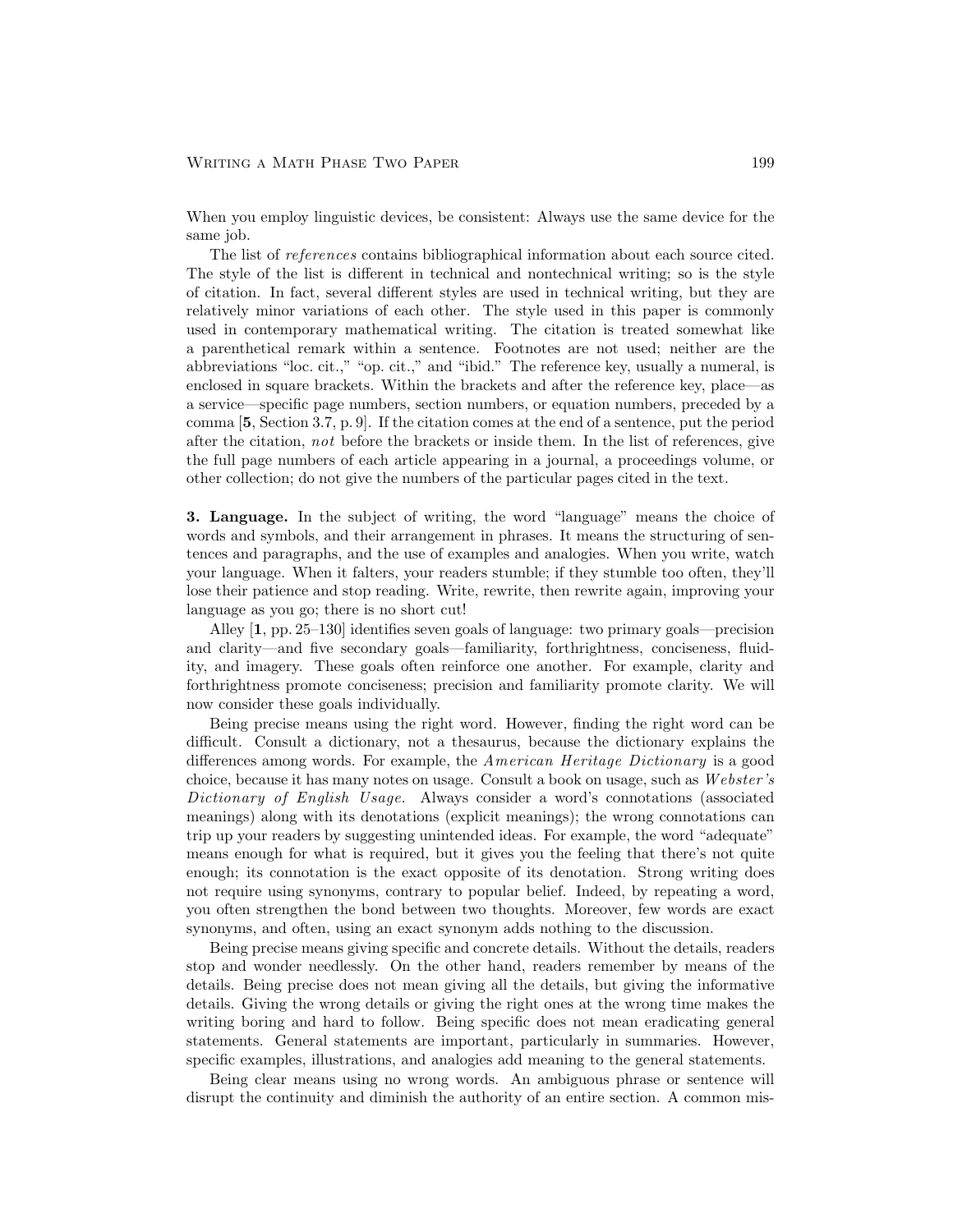When you employ linguistic devices, be consistent: Always use the same device for the same job.

The list of *references* contains bibliographical information about each source cited. The style of the list is different in technical and nontechnical writing; so is the style of citation. In fact, several different styles are used in technical writing, but they are relatively minor variations of each other. The style used in this paper is commonly used in contemporary mathematical writing. The citation is treated somewhat like a parenthetical remark within a sentence. Footnotes are not used; neither are the abbreviations "loc. cit.," "op. cit.," and "ibid." The reference key, usually a numeral, is enclosed in square brackets. Within the brackets and after the reference key, place—as a service—specific page numbers, section numbers, or equation numbers, preceded by a comma [**5**, Section 3.7, p. 9]. If the citation comes at the end of a sentence, put the period after the citation, *not* before the brackets or inside them. In the list of references, give the full page numbers of each article appearing in a journal, a proceedings volume, or other collection; do not give the numbers of the particular pages cited in the text.

**3. Language.** In the subject of writing, the word "language" means the choice of words and symbols, and their arrangement in phrases. It means the structuring of sentences and paragraphs, and the use of examples and analogies. When you write, watch your language. When it falters, your readers stumble; if they stumble too often, they'll lose their patience and stop reading. Write, rewrite, then rewrite again, improving your language as you go; there is no short cut!

Alley [**1**, pp. 25–130] identifies seven goals of language: two primary goals—precision and clarity—and five secondary goals—familiarity, forthrightness, conciseness, fluidity, and imagery. These goals often reinforce one another. For example, clarity and forthrightness promote conciseness; precision and familiarity promote clarity. We will now consider these goals individually.

Being precise means using the right word. However, finding the right word can be difficult. Consult a dictionary, not a thesaurus, because the dictionary explains the differences among words. For example, the *American Heritage Dictionary* is a good choice, because it has many notes on usage. Consult a book on usage, such as *Webster's Dictionary of English Usage*. Always consider a word's connotations (associated meanings) along with its denotations (explicit meanings); the wrong connotations can trip up your readers by suggesting unintended ideas. For example, the word "adequate" means enough for what is required, but it gives you the feeling that there's not quite enough; its connotation is the exact opposite of its denotation. Strong writing does not require using synonyms, contrary to popular belief. Indeed, by repeating a word, you often strengthen the bond between two thoughts. Moreover, few words are exact synonyms, and often, using an exact synonym adds nothing to the discussion.

Being precise means giving specific and concrete details. Without the details, readers stop and wonder needlessly. On the other hand, readers remember by means of the details. Being precise does not mean giving all the details, but giving the informative details. Giving the wrong details or giving the right ones at the wrong time makes the writing boring and hard to follow. Being specific does not mean eradicating general statements. General statements are important, particularly in summaries. However, specific examples, illustrations, and analogies add meaning to the general statements.

Being clear means using no wrong words. An ambiguous phrase or sentence will disrupt the continuity and diminish the authority of an entire section. A common mis-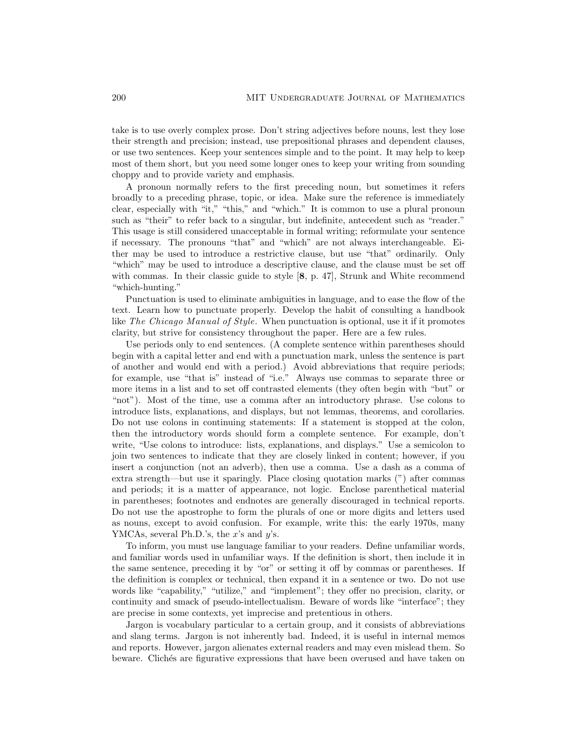take is to use overly complex prose. Don't string adjectives before nouns, lest they lose their strength and precision; instead, use prepositional phrases and dependent clauses, or use two sentences. Keep your sentences simple and to the point. It may help to keep most of them short, but you need some longer ones to keep your writing from sounding choppy and to provide variety and emphasis.

A pronoun normally refers to the first preceding noun, but sometimes it refers broadly to a preceding phrase, topic, or idea. Make sure the reference is immediately clear, especially with "it," "this," and "which." It is common to use a plural pronoun such as "their" to refer back to a singular, but indefinite, antecedent such as "reader." This usage is still considered unacceptable in formal writing; reformulate your sentence if necessary. The pronouns "that" and "which" are not always interchangeable. Either may be used to introduce a restrictive clause, but use "that" ordinarily. Only "which" may be used to introduce a descriptive clause, and the clause must be set off with commas. In their classic guide to style [**8**, p. 47], Strunk and White recommend "which-hunting."

Punctuation is used to eliminate ambiguities in language, and to ease the flow of the text. Learn how to punctuate properly. Develop the habit of consulting a handbook like *The Chicago Manual of Style.* When punctuation is optional, use it if it promotes clarity, but strive for consistency throughout the paper. Here are a few rules.

Use periods only to end sentences. (A complete sentence within parentheses should begin with a capital letter and end with a punctuation mark, unless the sentence is part of another and would end with a period.) Avoid abbreviations that require periods; for example, use "that is" instead of "i.e." Always use commas to separate three or more items in a list and to set off contrasted elements (they often begin with "but" or "not"). Most of the time, use a comma after an introductory phrase. Use colons to introduce lists, explanations, and displays, but not lemmas, theorems, and corollaries. Do not use colons in continuing statements: If a statement is stopped at the colon, then the introductory words should form a complete sentence. For example, don't write, "Use colons to introduce: lists, explanations, and displays." Use a semicolon to join two sentences to indicate that they are closely linked in content; however, if you insert a conjunction (not an adverb), then use a comma. Use a dash as a comma of extra strength—but use it sparingly. Place closing quotation marks (") after commas and periods; it is a matter of appearance, not logic. Enclose parenthetical material in parentheses; footnotes and endnotes are generally discouraged in technical reports. Do not use the apostrophe to form the plurals of one or more digits and letters used as nouns, except to avoid confusion. For example, write this: the early 1970s, many YMCAs, several Ph.D.'s, the $x$'s and $y$'s.

To inform, you must use language familiar to your readers. Define unfamiliar words, and familiar words used in unfamiliar ways. If the definition is short, then include it in the same sentence, preceding it by "or" or setting it off by commas or parentheses. If the definition is complex or technical, then expand it in a sentence or two. Do not use words like "capability," "utilize," and "implement"; they offer no precision, clarity, or continuity and smack of pseudo-intellectualism. Beware of words like "interface"; they are precise in some contexts, yet imprecise and pretentious in others.

Jargon is vocabulary particular to a certain group, and it consists of abbreviations and slang terms. Jargon is not inherently bad. Indeed, it is useful in internal memos and reports. However, jargon alienates external readers and may even mislead them. So beware. Clichés are figurative expressions that have been overused and have taken on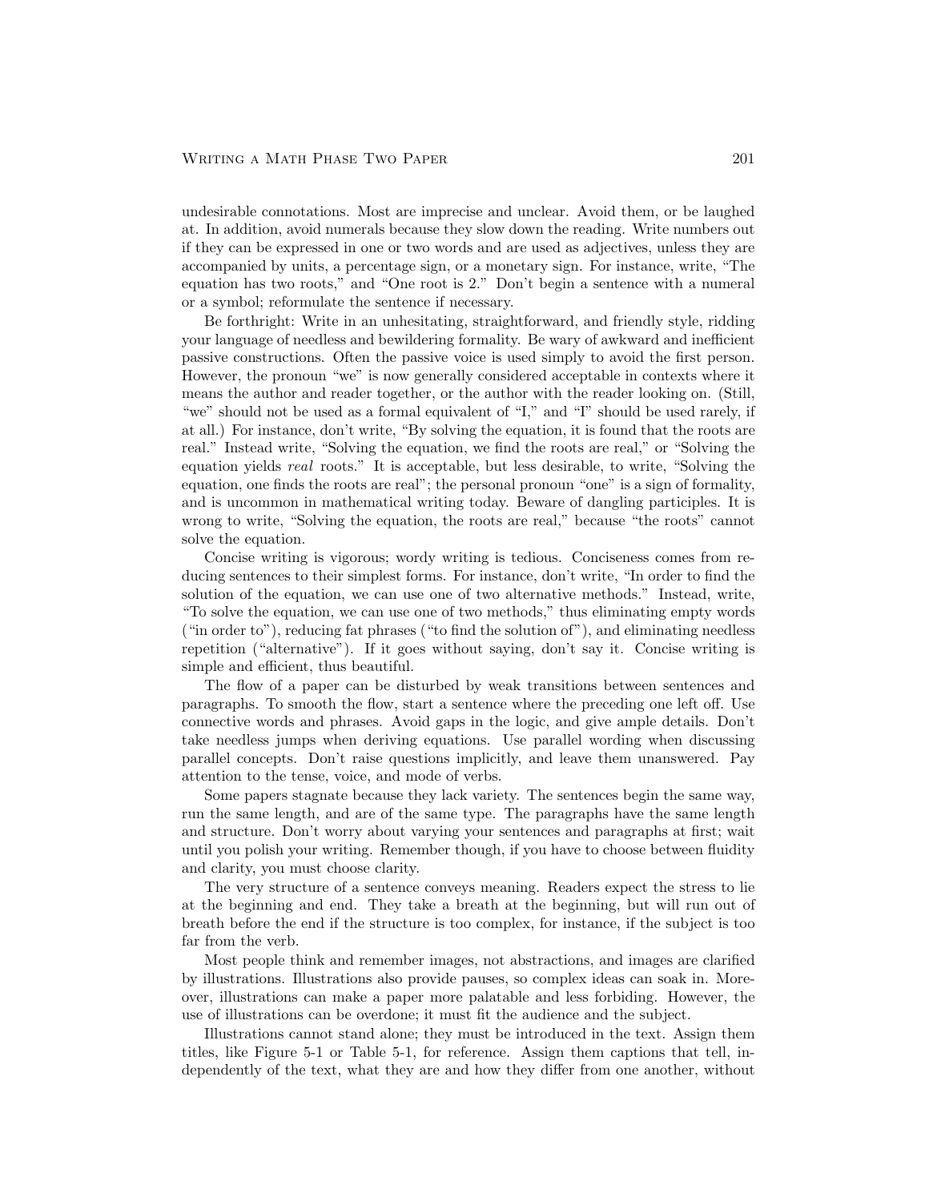undesirable connotations. Most are imprecise and unclear. Avoid them, or be laughed at. In addition, avoid numerals because they slow down the reading. Write numbers out if they can be expressed in one or two words and are used as adjectives, unless they are accompanied by units, a percentage sign, or a monetary sign. For instance, write, "The equation has two roots," and "One root is 2." Don't begin a sentence with a numeral or a symbol; reformulate the sentence if necessary.

Be forthright: Write in an unhesitating, straightforward, and friendly style, ridding your language of needless and bewildering formality. Be wary of awkward and inefficient passive constructions. Often the passive voice is used simply to avoid the first person. However, the pronoun "we" is now generally considered acceptable in contexts where it means the author and reader together, or the author with the reader looking on. (Still, "we" should not be used as a formal equivalent of "I," and "I" should be used rarely, if at all.) For instance, don't write, "By solving the equation, it is found that the roots are real." Instead write, "Solving the equation, we find the roots are real," or "Solving the equation yields *real* roots." It is acceptable, but less desirable, to write, "Solving the equation, one finds the roots are real"; the personal pronoun "one" is a sign of formality, and is uncommon in mathematical writing today. Beware of dangling participles. It is wrong to write, "Solving the equation, the roots are real," because "the roots" cannot solve the equation.

Concise writing is vigorous; wordy writing is tedious. Conciseness comes from reducing sentences to their simplest forms. For instance, don't write, "In order to find the solution of the equation, we can use one of two alternative methods." Instead, write, "To solve the equation, we can use one of two methods," thus eliminating empty words ("in order to"), reducing fat phrases ("to find the solution of"), and eliminating needless repetition ("alternative"). If it goes without saying, don't say it. Concise writing is simple and efficient, thus beautiful.

The flow of a paper can be disturbed by weak transitions between sentences and paragraphs. To smooth the flow, start a sentence where the preceding one left off. Use connective words and phrases. Avoid gaps in the logic, and give ample details. Don't take needless jumps when deriving equations. Use parallel wording when discussing parallel concepts. Don't raise questions implicitly, and leave them unanswered. Pay attention to the tense, voice, and mode of verbs.

Some papers stagnate because they lack variety. The sentences begin the same way, run the same length, and are of the same type. The paragraphs have the same length and structure. Don't worry about varying your sentences and paragraphs at first; wait until you polish your writing. Remember though, if you have to choose between fluidity and clarity, you must choose clarity.

The very structure of a sentence conveys meaning. Readers expect the stress to lie at the beginning and end. They take a breath at the beginning, but will run out of breath before the end if the structure is too complex, for instance, if the subject is too far from the verb.

Most people think and remember images, not abstractions, and images are clarified by illustrations. Illustrations also provide pauses, so complex ideas can soak in. Moreover, illustrations can make a paper more palatable and less forbiding. However, the use of illustrations can be overdone; it must fit the audience and the subject.

Illustrations cannot stand alone; they must be introduced in the text. Assign them titles, like Figure 5-1 or Table 5-1, for reference. Assign them captions that tell, independently of the text, what they are and how they differ from one another, without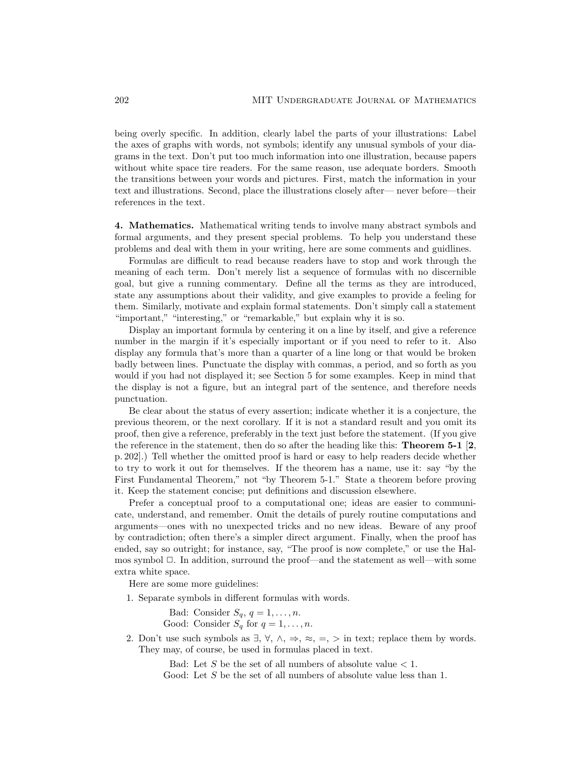being overly specific. In addition, clearly label the parts of your illustrations: Label the axes of graphs with words, not symbols; identify any unusual symbols of your diagrams in the text. Don't put too much information into one illustration, because papers without white space tire readers. For the same reason, use adequate borders. Smooth the transitions between your words and pictures. First, match the information in your text and illustrations. Second, place the illustrations closely after— never before—their references in the text.

**4. Mathematics.** Mathematical writing tends to involve many abstract symbols and formal arguments, and they present special problems. To help you understand these problems and deal with them in your writing, here are some comments and guidlines.

Formulas are difficult to read because readers have to stop and work through the meaning of each term. Don't merely list a sequence of formulas with no discernible goal, but give a running commentary. Define all the terms as they are introduced, state any assumptions about their validity, and give examples to provide a feeling for them. Similarly, motivate and explain formal statements. Don't simply call a statement "important," "interesting," or "remarkable," but explain why it is so.

Display an important formula by centering it on a line by itself, and give a reference number in the margin if it's especially important or if you need to refer to it. Also display any formula that's more than a quarter of a line long or that would be broken badly between lines. Punctuate the display with commas, a period, and so forth as you would if you had not displayed it; see Section 5 for some examples. Keep in mind that the display is not a figure, but an integral part of the sentence, and therefore needs punctuation.

Be clear about the status of every assertion; indicate whether it is a conjecture, the previous theorem, or the next corollary. If it is not a standard result and you omit its proof, then give a reference, preferably in the text just before the statement. (If you give the reference in the statement, then do so after the heading like this: **Theorem 5-1** [**2**, p. 202].) Tell whether the omitted proof is hard or easy to help readers decide whether to try to work it out for themselves. If the theorem has a name, use it: say "by the First Fundamental Theorem," not "by Theorem 5-1." State a theorem before proving it. Keep the statement concise; put definitions and discussion elsewhere.

Prefer a conceptual proof to a computational one; ideas are easier to communicate, understand, and remember. Omit the details of purely routine computations and arguments—ones with no unexpected tricks and no new ideas. Beware of any proof by contradiction; often there's a simpler direct argument. Finally, when the proof has ended, say so outright; for instance, say, "The proof is now complete," or use the Halmos symbol □. In addition, surround the proof—and the statement as well—with some extra white space.

Here are some more guidelines:

1. Separate symbols in different formulas with words.

   Bad: Consider $S_q$, $q = 1, \ldots, n$.
   Good: Consider $S_q$ for $q = 1, \ldots, n$.

2. Don't use such symbols as $\exists$, $\forall$, $\wedge$, $\Rightarrow$, $\approx$, $=$, $>$ in text; replace them by words. They may, of course, be used in formulas placed in text.

   Bad: Let $S$ be the set of all numbers of absolute value $< 1$.
   Good: Let $S$ be the set of all numbers of absolute value less than 1.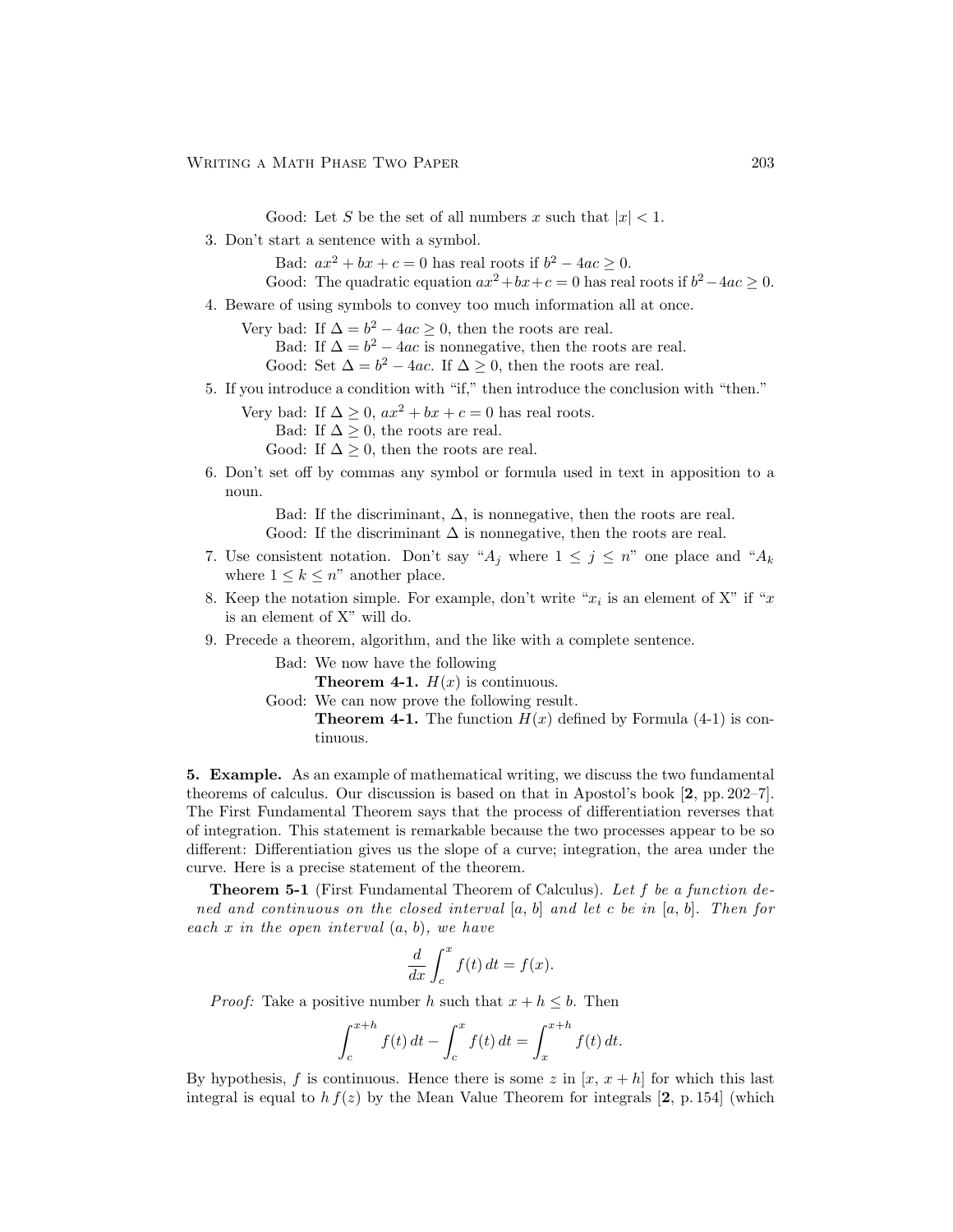Good: Let $S$ be the set of all numbers $x$ such that $|x| < 1$.

3. Don't start a sentence with a symbol.

   Bad: $ax^2 + bx + c = 0$ has real roots if $b^2 - 4ac \geq 0$.
   Good: The quadratic equation $ax^2+bx+c = 0$ has real roots if $b^2-4ac \geq 0$.

4. Beware of using symbols to convey too much information all at once.

   Very bad: If $\Delta = b^2 - 4ac \geq 0$, then the roots are real.
   Bad: If $\Delta = b^2 - 4ac$ is nonnegative, then the roots are real.
   Good: Set $\Delta = b^2 - 4ac$. If $\Delta \geq 0$, then the roots are real.

5. If you introduce a condition with "if," then introduce the conclusion with "then."

   Very bad: If $\Delta \geq 0$, $ax^2 + bx + c = 0$ has real roots.
   Bad: If $\Delta \geq 0$, the roots are real.
   Good: If $\Delta \geq 0$, then the roots are real.

6. Don't set off by commas any symbol or formula used in text in apposition to a noun.

   Bad: If the discriminant, $\Delta$, is nonnegative, then the roots are real.
   Good: If the discriminant $\Delta$ is nonnegative, then the roots are real.

7. Use consistent notation. Don't say "$A_j$ where $1 \leq j \leq n$" one place and "$A_k$ where $1 \leq k \leq n$" another place.

8. Keep the notation simple. For example, don't write "$x_i$ is an element of X" if "$x$ is an element of X" will do.

9. Precede a theorem, algorithm, and the like with a complete sentence.

   Bad: We now have the following
   **Theorem 4-1.** $H(x)$ is continuous.
   Good: We can now prove the following result.
   **Theorem 4-1.** The function $H(x)$ defined by Formula (4-1) is continuous.

**5. Example.** As an example of mathematical writing, we discuss the two fundamental theorems of calculus. Our discussion is based on that in Apostol's book [**2**, pp. 202–7]. The First Fundamental Theorem says that the process of differentiation reverses that of integration. This statement is remarkable because the two processes appear to be so different: Differentiation gives us the slope of a curve; integration, the area under the curve. Here is a precise statement of the theorem.

**Theorem 5-1** (First Fundamental Theorem of Calculus). *Let $f$ be a function dened and continuous on the closed interval $[a, b]$ and let $c$ be in $[a, b]$. Then for each $x$ in the open interval $(a, b)$, we have*

$$\frac{d}{dx}\int_c^x f(t)\,dt = f(x).$$

*Proof:* Take a positive number $h$ such that $x + h \leq b$. Then

$$\int_c^{x+h} f(t)\,dt - \int_c^x f(t)\,dt = \int_x^{x+h} f(t)\,dt.$$

By hypothesis, $f$ is continuous. Hence there is some $z$ in $[x, x + h]$ for which this last integral is equal to $h\,f(z)$ by the Mean Value Theorem for integrals [**2**, p. 154] (which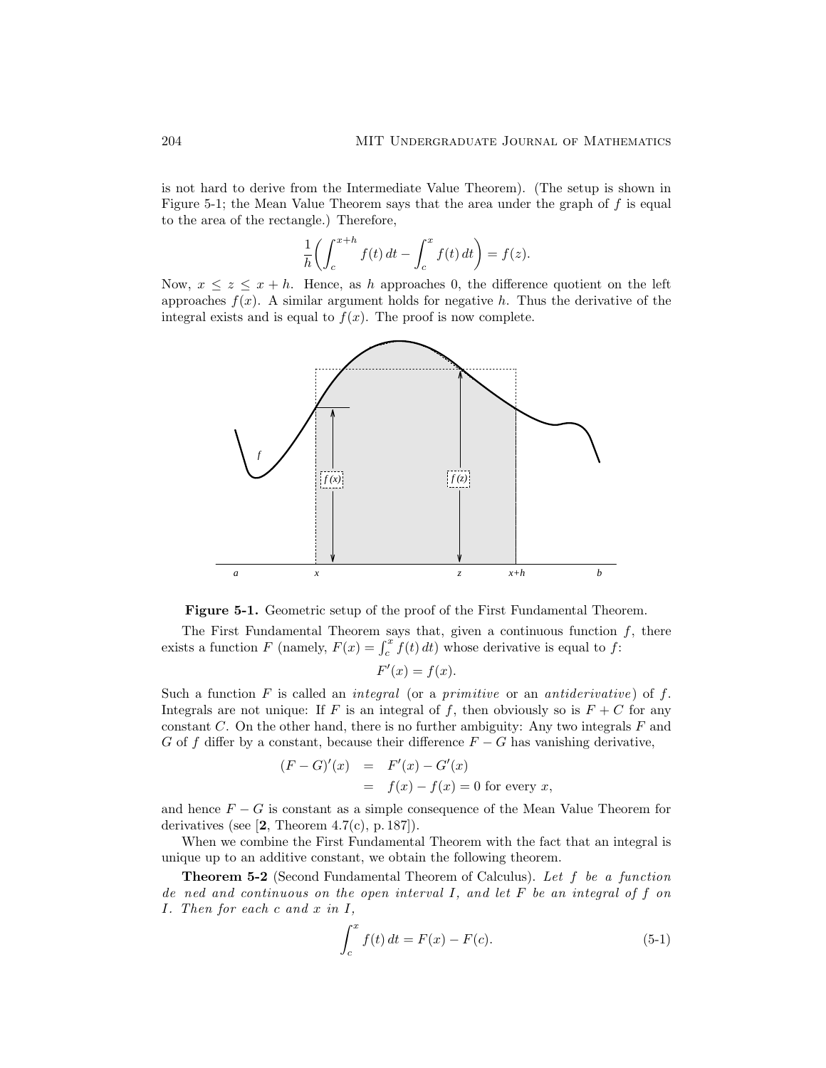is not hard to derive from the Intermediate Value Theorem). (The setup is shown in Figure 5-1; the Mean Value Theorem says that the area under the graph of $f$ is equal to the area of the rectangle.) Therefore,

$$\frac{1}{h}\left(\int_c^{x+h} f(t)\,dt - \int_c^x f(t)\,dt\right) = f(z).$$

Now, $x \leq z \leq x + h$. Hence, as $h$ approaches 0, the difference quotient on the left approaches $f(x)$. A similar argument holds for negative $h$. Thus the derivative of the integral exists and is equal to $f(x)$. The proof is now complete.

**Figure 5-1.** Geometric setup of the proof of the First Fundamental Theorem.

The First Fundamental Theorem says that, given a continuous function $f$, there exists a function $F$ (namely, $F(x) = \int_c^x f(t)\,dt$) whose derivative is equal to $f$:

$$F'(x) = f(x).$$

Such a function $F$ is called an *integral* (or a *primitive* or an *antiderivative*) of $f$. Integrals are not unique: If $F$ is an integral of $f$, then obviously so is $F + C$ for any constant $C$. On the other hand, there is no further ambiguity: Any two integrals $F$ and $G$ of $f$ differ by a constant, because their difference $F - G$ has vanishing derivative,

$$\begin{aligned}(F-G)'(x) &= F'(x) - G'(x) \\ &= f(x) - f(x) = 0 \text{ for every } x,\end{aligned}$$

and hence $F - G$ is constant as a simple consequence of the Mean Value Theorem for derivatives (see [**2**, Theorem 4.7(c), p. 187]).

When we combine the First Fundamental Theorem with the fact that an integral is unique up to an additive constant, we obtain the following theorem.

**Theorem 5-2** (Second Fundamental Theorem of Calculus). *Let $f$ be a function de ned and continuous on the open interval $I$, and let $F$ be an integral of $f$ on $I$. Then for each $c$ and $x$ in $I$,*

$$\int_c^x f(t)\,dt = F(x) - F(c). \tag{5-1}$$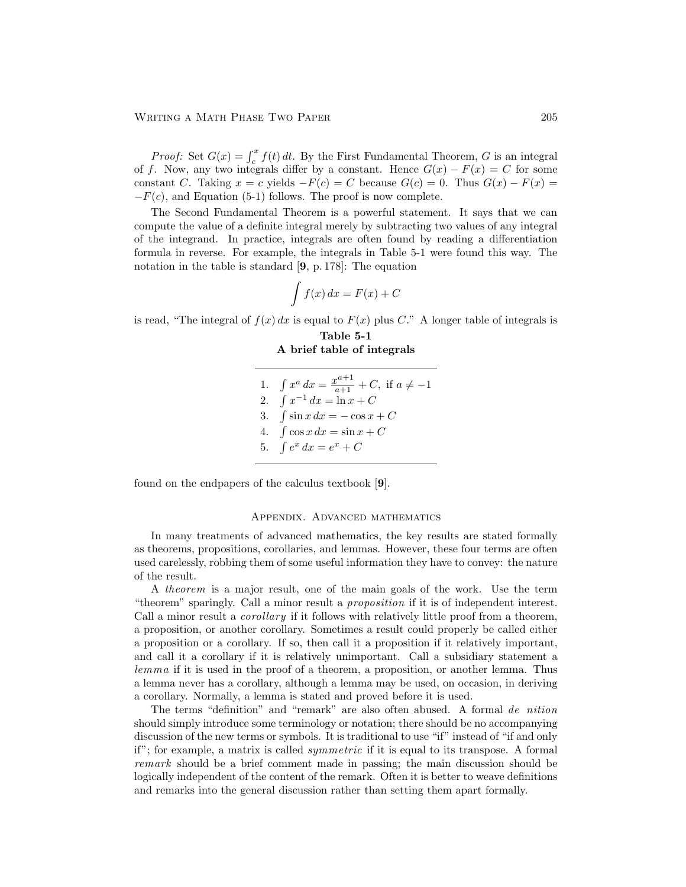*Proof:* Set $G(x) = \int_c^x f(t)\,dt$. By the First Fundamental Theorem, $G$ is an integral of $f$. Now, any two integrals differ by a constant. Hence $G(x) - F(x) = C$ for some constant $C$. Taking $x = c$ yields $-F(c) = C$ because $G(c) = 0$. Thus $G(x) - F(x) = -F(c)$, and Equation (5-1) follows. The proof is now complete.

The Second Fundamental Theorem is a powerful statement. It says that we can compute the value of a definite integral merely by subtracting two values of any integral of the integrand. In practice, integrals are often found by reading a differentiation formula in reverse. For example, the integrals in Table 5-1 were found this way. The notation in the table is standard [**9**, p. 178]: The equation

$$\int f(x)\,dx = F(x) + C$$

is read, "The integral of $f(x)\,dx$ is equal to $F(x)$ plus $C$." A longer table of integrals is found on the endpapers of the calculus textbook [**9**].

**Table 5-1**
**A brief table of integrals**

| | |
|---|---|
| 1. | $\int x^a\,dx = \frac{x^{a+1}}{a+1} + C$, if $a \neq -1$ |
| 2. | $\int x^{-1}\,dx = \ln x + C$ |
| 3. | $\int \sin x\,dx = -\cos x + C$ |
| 4. | $\int \cos x\,dx = \sin x + C$ |
| 5. | $\int e^x\,dx = e^x + C$ |

## Appendix. Advanced mathematics

In many treatments of advanced mathematics, the key results are stated formally as theorems, propositions, corollaries, and lemmas. However, these four terms are often used carelessly, robbing them of some useful information they have to convey: the nature of the result.

A *theorem* is a major result, one of the main goals of the work. Use the term "theorem" sparingly. Call a minor result a *proposition* if it is of independent interest. Call a minor result a *corollary* if it follows with relatively little proof from a theorem, a proposition, or another corollary. Sometimes a result could properly be called either a proposition or a corollary. If so, then call it a proposition if it relatively important, and call it a corollary if it is relatively unimportant. Call a subsidiary statement a *lemma* if it is used in the proof of a theorem, a proposition, or another lemma. Thus a lemma never has a corollary, although a lemma may be used, on occasion, in deriving a corollary. Normally, a lemma is stated and proved before it is used.

The terms "definition" and "remark" are also often abused. A formal *de nition* should simply introduce some terminology or notation; there should be no accompanying discussion of the new terms or symbols. It is traditional to use "if" instead of "if and only if"; for example, a matrix is called *symmetric* if it is equal to its transpose. A formal *remark* should be a brief comment made in passing; the main discussion should be logically independent of the content of the remark. Often it is better to weave definitions and remarks into the general discussion rather than setting them apart formally.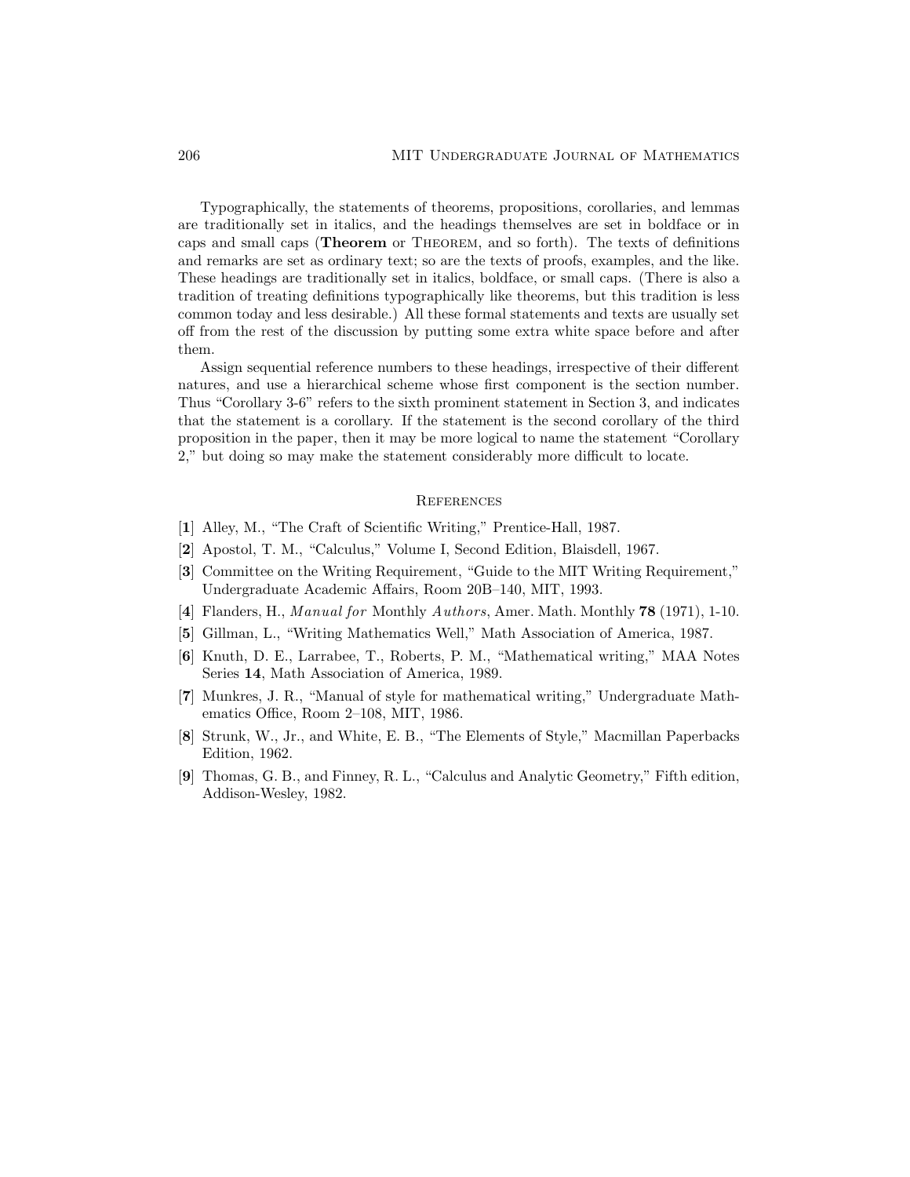Typographically, the statements of theorems, propositions, corollaries, and lemmas are traditionally set in italics, and the headings themselves are set in boldface or in caps and small caps (**Theorem** or THEOREM, and so forth). The texts of definitions and remarks are set as ordinary text; so are the texts of proofs, examples, and the like. These headings are traditionally set in italics, boldface, or small caps. (There is also a tradition of treating definitions typographically like theorems, but this tradition is less common today and less desirable.) All these formal statements and texts are usually set off from the rest of the discussion by putting some extra white space before and after them.

Assign sequential reference numbers to these headings, irrespective of their different natures, and use a hierarchical scheme whose first component is the section number. Thus "Corollary 3-6" refers to the sixth prominent statement in Section 3, and indicates that the statement is a corollary. If the statement is the second corollary of the third proposition in the paper, then it may be more logical to name the statement "Corollary 2," but doing so may make the statement considerably more difficult to locate.

## References

[**1**] Alley, M., "The Craft of Scientific Writing," Prentice-Hall, 1987.

[**2**] Apostol, T. M., "Calculus," Volume I, Second Edition, Blaisdell, 1967.

[**3**] Committee on the Writing Requirement, "Guide to the MIT Writing Requirement," Undergraduate Academic Affairs, Room 20B–140, MIT, 1993.

[**4**] Flanders, H., *Manual for* Monthly *Authors*, Amer. Math. Monthly **78** (1971), 1-10.

[**5**] Gillman, L., "Writing Mathematics Well," Math Association of America, 1987.

[**6**] Knuth, D. E., Larrabee, T., Roberts, P. M., "Mathematical writing," MAA Notes Series **14**, Math Association of America, 1989.

[**7**] Munkres, J. R., "Manual of style for mathematical writing," Undergraduate Mathematics Office, Room 2–108, MIT, 1986.

[**8**] Strunk, W., Jr., and White, E. B., "The Elements of Style," Macmillan Paperbacks Edition, 1962.

[**9**] Thomas, G. B., and Finney, R. L., "Calculus and Analytic Geometry," Fifth edition, Addison-Wesley, 1982.